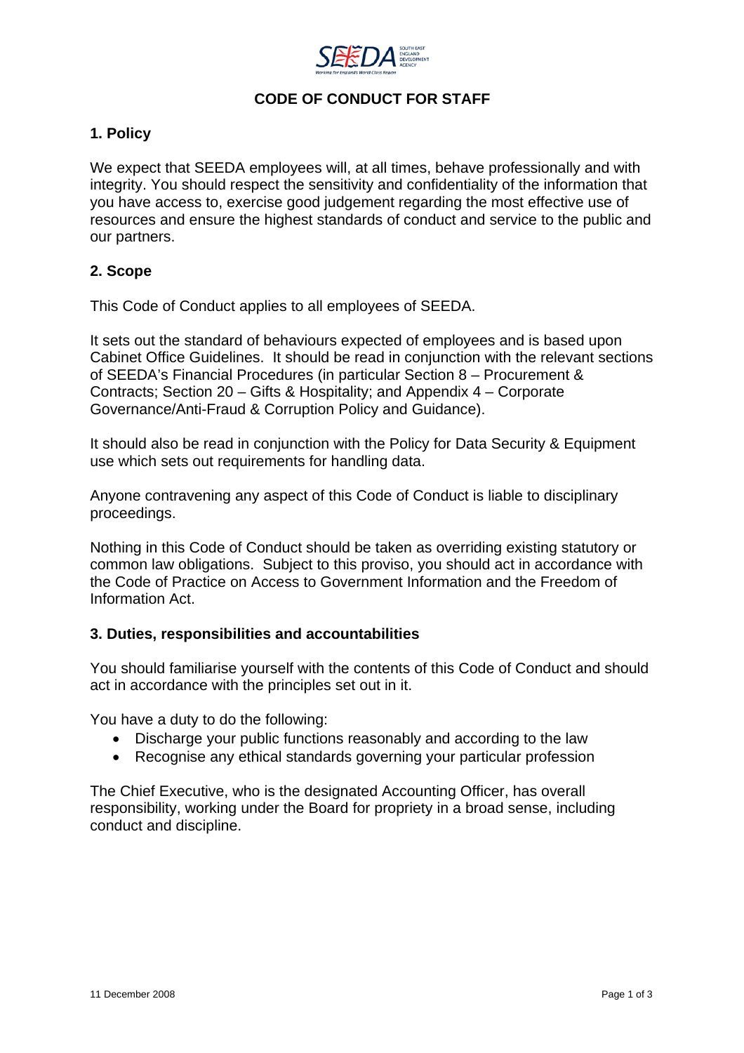# CODE OF CONDUCT FOR STAFF

## 1. Policy

We expect that SEEDA employees will, at all times, behave professionally and with integrity. You should respect the sensitivity and confidentiality of the information that you have access to, exercise good judgement regarding the most effective use of resources and ensure the highest standards of conduct and service to the public and our partners.

## 2. Scope

This Code of Conduct applies to all employees of SEEDA.

It sets out the standard of behaviours expected of employees and is based upon Cabinet Office Guidelines. It should be read in conjunction with the relevant sections of SEEDA's Financial Procedures (in particular Section 8 – Procurement & Contracts; Section 20 – Gifts & Hospitality; and Appendix 4 – Corporate Governance/Anti-Fraud & Corruption Policy and Guidance).

It should also be read in conjunction with the Policy for Data Security & Equipment use which sets out requirements for handling data.

Anyone contravening any aspect of this Code of Conduct is liable to disciplinary proceedings.

Nothing in this Code of Conduct should be taken as overriding existing statutory or common law obligations. Subject to this proviso, you should act in accordance with the Code of Practice on Access to Government Information and the Freedom of Information Act.

## 3. Duties, responsibilities and accountabilities

You should familiarise yourself with the contents of this Code of Conduct and should act in accordance with the principles set out in it.

You have a duty to do the following:

- Discharge your public functions reasonably and according to the law
- Recognise any ethical standards governing your particular profession

The Chief Executive, who is the designated Accounting Officer, has overall responsibility, working under the Board for propriety in a broad sense, including conduct and discipline.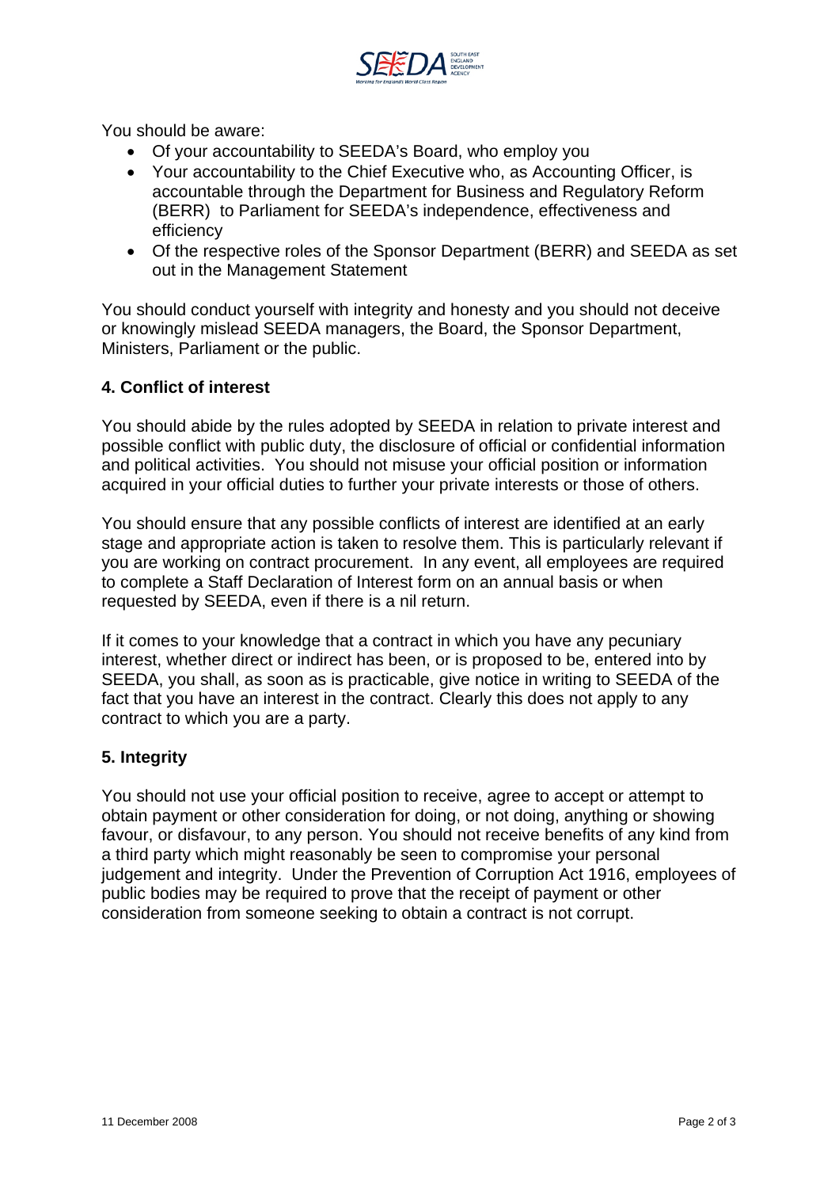You should be aware:

- Of your accountability to SEEDA's Board, who employ you
- Your accountability to the Chief Executive who, as Accounting Officer, is accountable through the Department for Business and Regulatory Reform (BERR) to Parliament for SEEDA's independence, effectiveness and efficiency
- Of the respective roles of the Sponsor Department (BERR) and SEEDA as set out in the Management Statement

You should conduct yourself with integrity and honesty and you should not deceive or knowingly mislead SEEDA managers, the Board, the Sponsor Department, Ministers, Parliament or the public.

**4. Conflict of interest**

You should abide by the rules adopted by SEEDA in relation to private interest and possible conflict with public duty, the disclosure of official or confidential information and political activities. You should not misuse your official position or information acquired in your official duties to further your private interests or those of others.

You should ensure that any possible conflicts of interest are identified at an early stage and appropriate action is taken to resolve them. This is particularly relevant if you are working on contract procurement. In any event, all employees are required to complete a Staff Declaration of Interest form on an annual basis or when requested by SEEDA, even if there is a nil return.

If it comes to your knowledge that a contract in which you have any pecuniary interest, whether direct or indirect has been, or is proposed to be, entered into by SEEDA, you shall, as soon as is practicable, give notice in writing to SEEDA of the fact that you have an interest in the contract. Clearly this does not apply to any contract to which you are a party.

**5. Integrity**

You should not use your official position to receive, agree to accept or attempt to obtain payment or other consideration for doing, or not doing, anything or showing favour, or disfavour, to any person. You should not receive benefits of any kind from a third party which might reasonably be seen to compromise your personal judgement and integrity. Under the Prevention of Corruption Act 1916, employees of public bodies may be required to prove that the receipt of payment or other consideration from someone seeking to obtain a contract is not corrupt.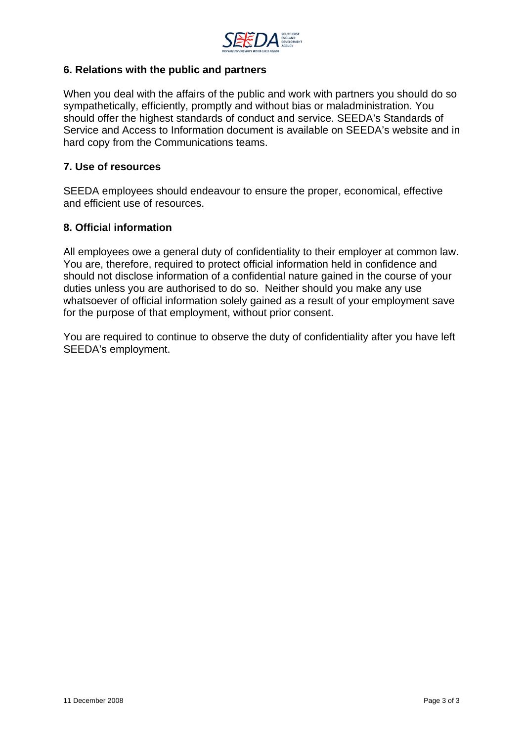## 6. Relations with the public and partners

When you deal with the affairs of the public and work with partners you should do so sympathetically, efficiently, promptly and without bias or maladministration. You should offer the highest standards of conduct and service. SEEDA's Standards of Service and Access to Information document is available on SEEDA's website and in hard copy from the Communications teams.

## 7. Use of resources

SEEDA employees should endeavour to ensure the proper, economical, effective and efficient use of resources.

## 8. Official information

All employees owe a general duty of confidentiality to their employer at common law. You are, therefore, required to protect official information held in confidence and should not disclose information of a confidential nature gained in the course of your duties unless you are authorised to do so. Neither should you make any use whatsoever of official information solely gained as a result of your employment save for the purpose of that employment, without prior consent.

You are required to continue to observe the duty of confidentiality after you have left SEEDA's employment.